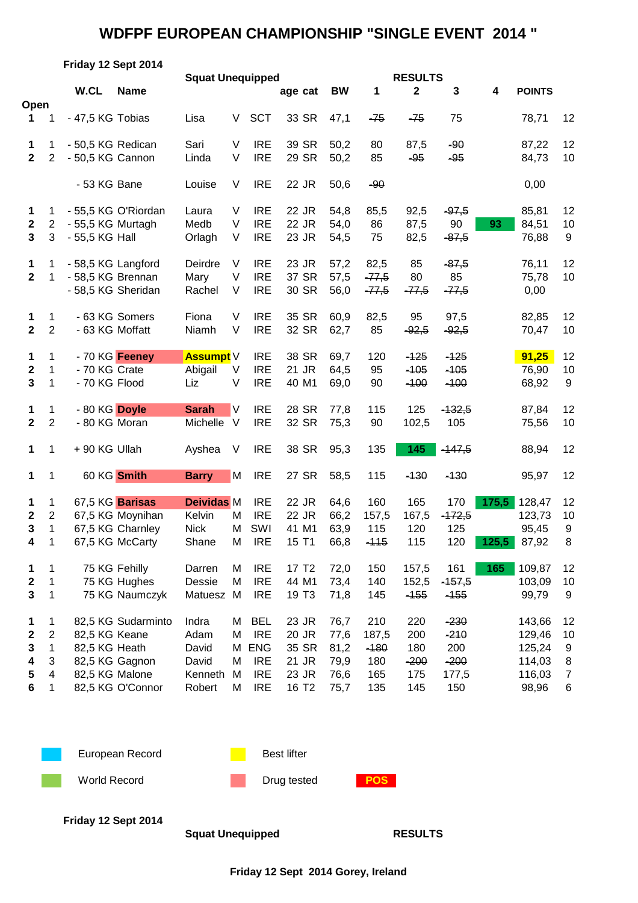# WDFPF EUROPEAN CHAMPIONSHIP "SINGLE EVENT 2014 "

**Friday 12 Sept 2014**

| | | **W.CL** | **Name** | **Squat Unequipped** | | | **age** | **cat** | **BW** | **1** | **RESULTS 2** | **3** | **4** | **POINTS** | |
|---|---|---|---|---|---|---|---|---|---|---|---|---|---|---|---|
| **Open** | | | | | | | | | | | | | | | |
| **1** | 1 | - 47,5 KG | Tobias | Lisa | V | SCT | 33 | SR | 47,1 | ~~75~~ | ~~75~~ | 75 | | 78,71 | 12 |
| **1** | 1 | - 50,5 KG | Redican | Sari | V | IRE | 39 | SR | 50,2 | 80 | 87,5 | ~~90~~ | | 87,22 | 12 |
| **2** | 2 | - 50,5 KG | Cannon | Linda | V | IRE | 29 | SR | 50,2 | 85 | ~~95~~ | ~~95~~ | | 84,73 | 10 |
| | | - 53 KG | Bane | Louise | V | IRE | 22 | JR | 50,6 | ~~90~~ | | | | 0,00 | |
| **1** | 1 | - 55,5 KG | O'Riordan | Laura | V | IRE | 22 | JR | 54,8 | 85,5 | 92,5 | ~~97,5~~ | | 85,81 | 12 |
| **2** | 2 | - 55,5 KG | Murtagh | Medb | V | IRE | 22 | JR | 54,0 | 86 | 87,5 | 90 | **93** | 84,51 | 10 |
| **3** | 3 | - 55,5 KG | Hall | Orlagh | V | IRE | 23 | JR | 54,5 | 75 | 82,5 | ~~87,5~~ | | 76,88 | 9 |
| **1** | 1 | - 58,5 KG | Langford | Deirdre | V | IRE | 23 | JR | 57,2 | 82,5 | 85 | ~~87,5~~ | | 76,11 | 12 |
| **2** | 1 | - 58,5 KG | Brennan | Mary | V | IRE | 37 | SR | 57,5 | ~~77,5~~ | 80 | 85 | | 75,78 | 10 |
| | | - 58,5 KG | Sheridan | Rachel | V | IRE | 30 | SR | 56,0 | ~~77,5~~ | ~~77,5~~ | ~~77,5~~ | | 0,00 | |
| **1** | 1 | - 63 KG | Somers | Fiona | V | IRE | 35 | SR | 60,9 | 82,5 | 95 | 97,5 | | 82,85 | 12 |
| **2** | 2 | - 63 KG | Moffatt | Niamh | V | IRE | 32 | SR | 62,7 | 85 | ~~92,5~~ | ~~92,5~~ | | 70,47 | 10 |
| **1** | 1 | - 70 KG | **Feeney** | **Assumpt** | V | IRE | 38 | SR | 69,7 | 120 | ~~125~~ | ~~125~~ | | **91,25** | 12 |
| **2** | 1 | - 70 KG | Crate | Abigail | V | IRE | 21 | JR | 64,5 | 95 | ~~105~~ | ~~105~~ | | 76,90 | 10 |
| **3** | 1 | - 70 KG | Flood | Liz | V | IRE | 40 | M1 | 69,0 | 90 | ~~100~~ | ~~100~~ | | 68,92 | 9 |
| **1** | 1 | - 80 KG | **Doyle** | **Sarah** | V | IRE | 28 | SR | 77,8 | 115 | 125 | ~~132,5~~ | | 87,84 | 12 |
| **2** | 2 | - 80 KG | Moran | Michelle | V | IRE | 32 | SR | 75,3 | 90 | 102,5 | 105 | | 75,56 | 10 |
| **1** | 1 | + 90 KG | Ullah | Ayshea | V | IRE | 38 | SR | 95,3 | 135 | **145** | ~~147,5~~ | | 88,94 | 12 |
| **1** | 1 | 60 KG | **Smith** | **Barry** | M | IRE | 27 | SR | 58,5 | 115 | ~~130~~ | ~~130~~ | | 95,97 | 12 |
| **1** | 1 | 67,5 KG | **Barisas** | **Deividas** | M | IRE | 22 | JR | 64,6 | 160 | 165 | 170 | **175,5** | 128,47 | 12 |
| **2** | 2 | 67,5 KG | Moynihan | Kelvin | M | IRE | 22 | JR | 66,2 | 157,5 | 167,5 | ~~172,5~~ | | 123,73 | 10 |
| **3** | 1 | 67,5 KG | Charnley | Nick | M | SWI | 41 | M1 | 63,9 | 115 | 120 | 125 | | 95,45 | 9 |
| **4** | 1 | 67,5 KG | McCarty | Shane | M | IRE | 15 | T1 | 66,8 | ~~115~~ | 115 | 120 | **125,5** | 87,92 | 8 |
| **1** | 1 | 75 KG | Fehilly | Darren | M | IRE | 17 | T2 | 72,0 | 150 | 157,5 | 161 | **165** | 109,87 | 12 |
| **2** | 1 | 75 KG | Hughes | Dessie | M | IRE | 44 | M1 | 73,4 | 140 | 152,5 | ~~157,5~~ | | 103,09 | 10 |
| **3** | 1 | 75 KG | Naumczyk | Matuesz | M | IRE | 19 | T3 | 71,8 | 145 | ~~155~~ | ~~155~~ | | 99,79 | 9 |
| **1** | 1 | 82,5 KG | Sudarminto | Indra | M | BEL | 23 | JR | 76,7 | 210 | 220 | ~~230~~ | | 143,66 | 12 |
| **2** | 2 | 82,5 KG | Keane | Adam | M | IRE | 20 | JR | 77,6 | 187,5 | 200 | ~~210~~ | | 129,46 | 10 |
| **3** | 1 | 82,5 KG | Heath | David | M | ENG | 35 | SR | 81,2 | ~~180~~ | 180 | 200 | | 125,24 | 9 |
| **4** | 3 | 82,5 KG | Gagnon | David | M | IRE | 21 | JR | 79,9 | 180 | ~~200~~ | ~~200~~ | | 114,03 | 8 |
| **5** | 4 | 82,5 KG | Malone | Kenneth | M | IRE | 23 | JR | 76,6 | 165 | 175 | 177,5 | | 116,03 | 7 |
| **6** | 1 | 82,5 KG | O'Connor | Robert | M | IRE | 16 | T2 | 75,7 | 135 | 145 | 150 | | 98,96 | 6 |

European Record | Best lifter

World Record | Drug tested | POS

**Friday 12 Sept 2014**

**Squat Unequipped** **RESULTS**

**Friday 12 Sept 2014 Gorey, Ireland**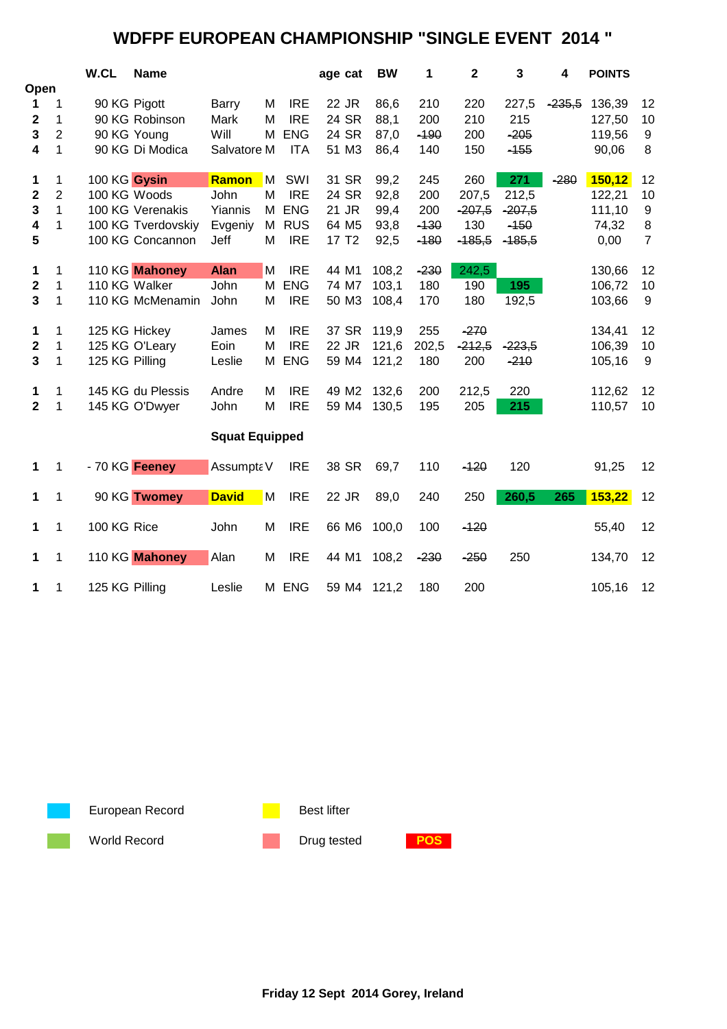# WDFPF EUROPEAN CHAMPIONSHIP "SINGLE EVENT 2014 "

| | | W.CL | Name | | | | age | cat | BW | 1 | 2 | 3 | 4 | POINTS | |
|---|---|---|---|---|---|---|---|---|---|---|---|---|---|---|---|
| **Open** | | | | | | | | | | | | | | | |
| **1** | 1 | 90 KG | Pigott | Barry | M | IRE | 22 | JR | 86,6 | 210 | 220 | 227,5 | ~~-235,5~~ | 136,39 | 12 |
| **2** | 1 | 90 KG | Robinson | Mark | M | IRE | 24 | SR | 88,1 | 200 | 210 | 215 | | 127,50 | 10 |
| **3** | 2 | 90 KG | Young | Will | M | ENG | 24 | SR | 87,0 | ~~-190~~ | 200 | ~~-205~~ | | 119,56 | 9 |
| **4** | 1 | 90 KG | Di Modica | Salvatore | M | ITA | 51 | M3 | 86,4 | 140 | 150 | ~~-155~~ | | 90,06 | 8 |
| | | | | | | | | | | | | | | | |
| **1** | 1 | 100 KG | **Gysin** | **Ramon** | M | SWI | 31 | SR | 99,2 | 245 | 260 | **271** | ~~-280~~ | **150,12** | 12 |
| **2** | 2 | 100 KG | Woods | John | M | IRE | 24 | SR | 92,8 | 200 | 207,5 | 212,5 | | 122,21 | 10 |
| **3** | 1 | 100 KG | Verenakis | Yiannis | M | ENG | 21 | JR | 99,4 | 200 | ~~-207,5~~ | ~~-207,5~~ | | 111,10 | 9 |
| **4** | 1 | 100 KG | Tverdovskiy | Evgeniy | M | RUS | 64 | M5 | 93,8 | ~~-130~~ | 130 | ~~-150~~ | | 74,32 | 8 |
| **5** | | 100 KG | Concannon | Jeff | M | IRE | 17 | T2 | 92,5 | ~~-180~~ | ~~-185,5~~ | ~~-185,5~~ | | 0,00 | 7 |
| | | | | | | | | | | | | | | | |
| **1** | 1 | 110 KG | **Mahoney** | **Alan** | M | IRE | 44 | M1 | 108,2 | ~~-230~~ | 242,5 | | | 130,66 | 12 |
| **2** | 1 | 110 KG | Walker | John | M | ENG | 74 | M7 | 103,1 | 180 | 190 | **195** | | 106,72 | 10 |
| **3** | 1 | 110 KG | McMenamin | John | M | IRE | 50 | M3 | 108,4 | 170 | 180 | 192,5 | | 103,66 | 9 |
| | | | | | | | | | | | | | | | |
| **1** | 1 | 125 KG | Hickey | James | M | IRE | 37 | SR | 119,9 | 255 | ~~-270~~ | | | 134,41 | 12 |
| **2** | 1 | 125 KG | O'Leary | Eoin | M | IRE | 22 | JR | 121,6 | 202,5 | ~~-212,5~~ | ~~-223,5~~ | | 106,39 | 10 |
| **3** | 1 | 125 KG | Pilling | Leslie | M | ENG | 59 | M4 | 121,2 | 180 | 200 | ~~-210~~ | | 105,16 | 9 |
| | | | | | | | | | | | | | | | |
| **1** | 1 | 145 KG | du Plessis | Andre | M | IRE | 49 | M2 | 132,6 | 200 | 212,5 | 220 | | 112,62 | 12 |
| **2** | 1 | 145 KG | O'Dwyer | John | M | IRE | 59 | M4 | 130,5 | 195 | 205 | **215** | | 110,57 | 10 |
| | | | | | | | | | | | | | | | |
| | | | | **Squat Equipped** | | | | | | | | | | | |
| **1** | 1 | - 70 KG | **Feeney** | Assumpta | V | IRE | 38 | SR | 69,7 | 110 | ~~-120~~ | 120 | | 91,25 | 12 |
| **1** | 1 | 90 KG | **Twomey** | **David** | M | IRE | 22 | JR | 89,0 | 240 | 250 | **260,5** | **265** | **153,22** | 12 |
| **1** | 1 | 100 KG | Rice | John | M | IRE | 66 | M6 | 100,0 | 100 | ~~-120~~ | | | 55,40 | 12 |
| **1** | 1 | 110 KG | **Mahoney** | Alan | M | IRE | 44 | M1 | 108,2 | ~~-230~~ | ~~-250~~ | 250 | | 134,70 | 12 |
| **1** | 1 | 125 KG | Pilling | Leslie | M | ENG | 59 | M4 | 121,2 | 180 | 200 | | | 105,16 | 12 |

European Record

World Record

Best lifter

Drug tested

**POS**

**Friday 12 Sept 2014 Gorey, Ireland**